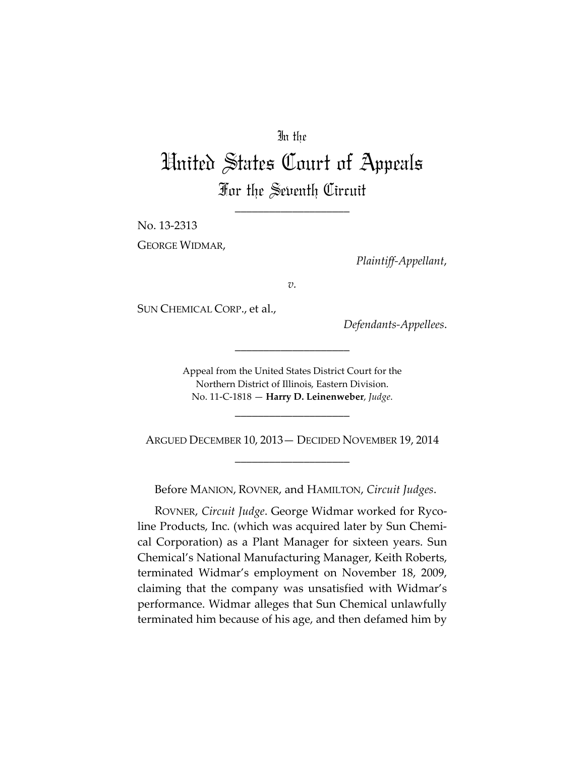In the

# United States Court of Appeals

## For the Seventh Circuit

____________________

No. 13-2313

GEORGE WIDMAR,

*Plaintiff-Appellant*,

*v.*

SUN CHEMICAL CORP., et al.,

*Defendants-Appellees*.

____________________

Appeal from the United States District Court for the Northern District of Illinois, Eastern Division.
No. 11-C-1818 — **Harry D. Leinenweber**, *Judge*.

____________________

ARGUED DECEMBER 10, 2013— DECIDED NOVEMBER 19, 2014

____________________

Before MANION, ROVNER, and HAMILTON, *Circuit Judges*.

ROVNER, *Circuit Judge*. George Widmar worked for Rycoline Products, Inc. (which was acquired later by Sun Chemical Corporation) as a Plant Manager for sixteen years. Sun Chemical's National Manufacturing Manager, Keith Roberts, terminated Widmar's employment on November 18, 2009, claiming that the company was unsatisfied with Widmar's performance. Widmar alleges that Sun Chemical unlawfully terminated him because of his age, and then defamed him by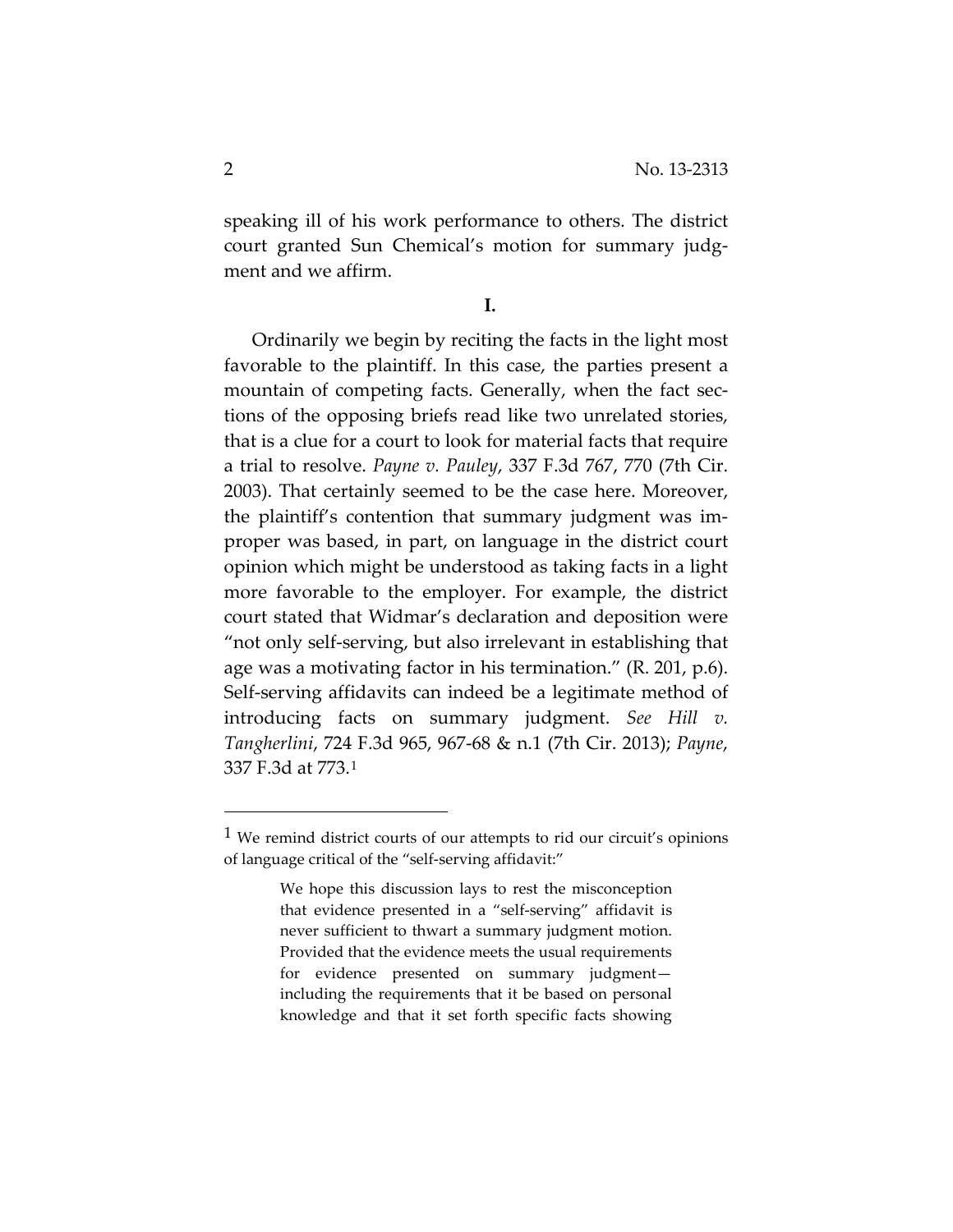speaking ill of his work performance to others. The district court granted Sun Chemical's motion for summary judgment and we affirm.

## I.

Ordinarily we begin by reciting the facts in the light most favorable to the plaintiff. In this case, the parties present a mountain of competing facts. Generally, when the fact sections of the opposing briefs read like two unrelated stories, that is a clue for a court to look for material facts that require a trial to resolve. *Payne v. Pauley*, 337 F.3d 767, 770 (7th Cir. 2003). That certainly seemed to be the case here. Moreover, the plaintiff's contention that summary judgment was improper was based, in part, on language in the district court opinion which might be understood as taking facts in a light more favorable to the employer. For example, the district court stated that Widmar's declaration and deposition were "not only self-serving, but also irrelevant in establishing that age was a motivating factor in his termination." (R. 201, p.6). Self-serving affidavits can indeed be a legitimate method of introducing facts on summary judgment. *See Hill v. Tangherlini*, 724 F.3d 965, 967-68 & n.1 (7th Cir. 2013); *Payne*, 337 F.3d at 773.[1]

---

[1] We remind district courts of our attempts to rid our circuit's opinions of language critical of the "self-serving affidavit:"

> We hope this discussion lays to rest the misconception that evidence presented in a "self-serving" affidavit is never sufficient to thwart a summary judgment motion. Provided that the evidence meets the usual requirements for evidence presented on summary judgment—including the requirements that it be based on personal knowledge and that it set forth specific facts showing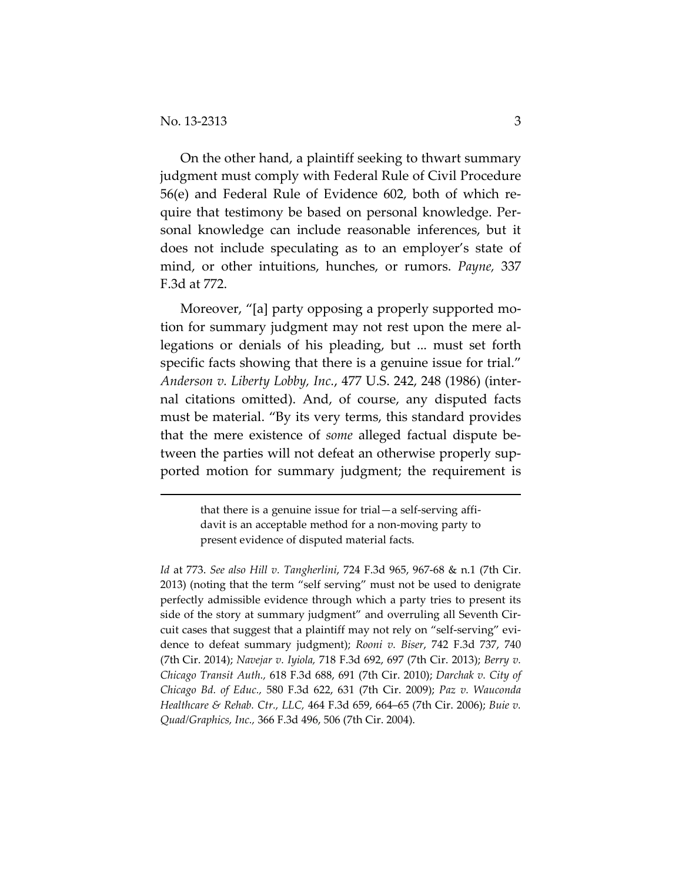On the other hand, a plaintiff seeking to thwart summary judgment must comply with Federal Rule of Civil Procedure 56(e) and Federal Rule of Evidence 602, both of which require that testimony be based on personal knowledge. Personal knowledge can include reasonable inferences, but it does not include speculating as to an employer's state of mind, or other intuitions, hunches, or rumors. *Payne,* 337 F.3d at 772.

Moreover, "[a] party opposing a properly supported motion for summary judgment may not rest upon the mere allegations or denials of his pleading, but ... must set forth specific facts showing that there is a genuine issue for trial." *Anderson v. Liberty Lobby, Inc.*, 477 U.S. 242, 248 (1986) (internal citations omitted). And, of course, any disputed facts must be material. "By its very terms, this standard provides that the mere existence of *some* alleged factual dispute between the parties will not defeat an otherwise properly supported motion for summary judgment; the requirement is

---

> that there is a genuine issue for trial—a self-serving affidavit is an acceptable method for a non-moving party to present evidence of disputed material facts.

*Id* at 773. *See also Hill v. Tangherlini*, 724 F.3d 965, 967-68 & n.1 (7th Cir. 2013) (noting that the term "self serving" must not be used to denigrate perfectly admissible evidence through which a party tries to present its side of the story at summary judgment" and overruling all Seventh Circuit cases that suggest that a plaintiff may not rely on "self-serving" evidence to defeat summary judgment); *Rooni v. Biser*, 742 F.3d 737, 740 (7th Cir. 2014); *Navejar v. Iyiola,* 718 F.3d 692, 697 (7th Cir. 2013); *Berry v. Chicago Transit Auth.,* 618 F.3d 688, 691 (7th Cir. 2010); *Darchak v. City of Chicago Bd. of Educ.,* 580 F.3d 622, 631 (7th Cir. 2009); *Paz v. Wauconda Healthcare & Rehab. Ctr., LLC,* 464 F.3d 659, 664–65 (7th Cir. 2006); *Buie v. Quad/Graphics, Inc.,* 366 F.3d 496, 506 (7th Cir. 2004).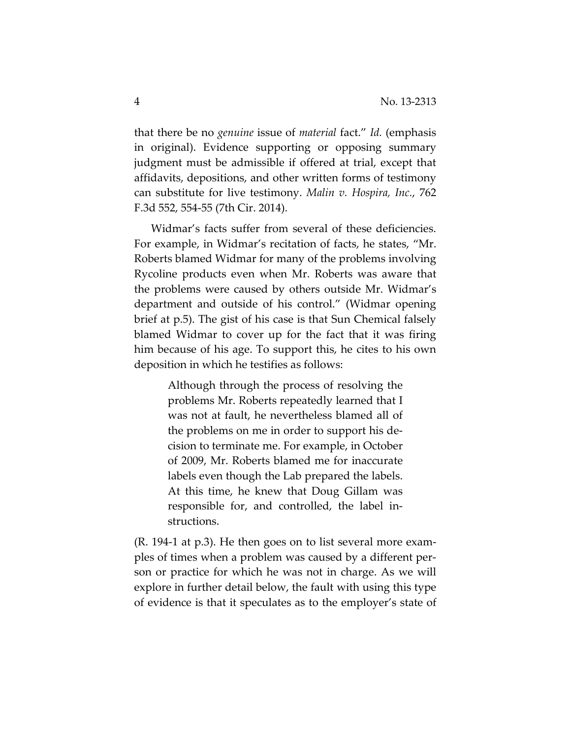that there be no *genuine* issue of *material* fact." *Id.* (emphasis in original). Evidence supporting or opposing summary judgment must be admissible if offered at trial, except that affidavits, depositions, and other written forms of testimony can substitute for live testimony. *Malin v. Hospira, Inc.*, 762 F.3d 552, 554-55 (7th Cir. 2014).

Widmar's facts suffer from several of these deficiencies. For example, in Widmar's recitation of facts, he states, "Mr. Roberts blamed Widmar for many of the problems involving Rycoline products even when Mr. Roberts was aware that the problems were caused by others outside Mr. Widmar's department and outside of his control." (Widmar opening brief at p.5). The gist of his case is that Sun Chemical falsely blamed Widmar to cover up for the fact that it was firing him because of his age. To support this, he cites to his own deposition in which he testifies as follows:

> Although through the process of resolving the problems Mr. Roberts repeatedly learned that I was not at fault, he nevertheless blamed all of the problems on me in order to support his decision to terminate me. For example, in October of 2009, Mr. Roberts blamed me for inaccurate labels even though the Lab prepared the labels. At this time, he knew that Doug Gillam was responsible for, and controlled, the label instructions.

(R. 194-1 at p.3). He then goes on to list several more examples of times when a problem was caused by a different person or practice for which he was not in charge. As we will explore in further detail below, the fault with using this type of evidence is that it speculates as to the employer's state of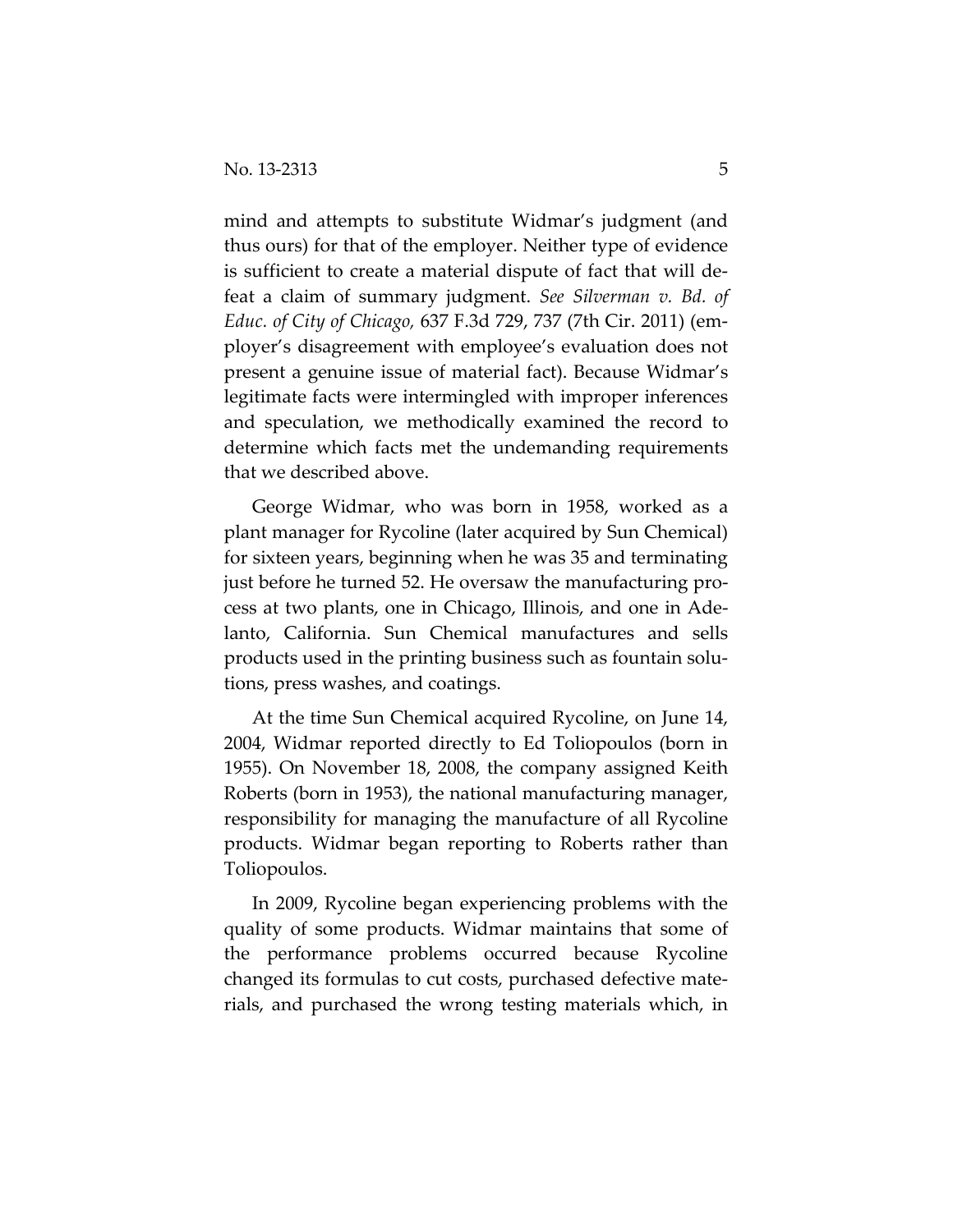mind and attempts to substitute Widmar's judgment (and thus ours) for that of the employer. Neither type of evidence is sufficient to create a material dispute of fact that will defeat a claim of summary judgment. *See Silverman v. Bd. of Educ. of City of Chicago,* 637 F.3d 729, 737 (7th Cir. 2011) (employer's disagreement with employee's evaluation does not present a genuine issue of material fact). Because Widmar's legitimate facts were intermingled with improper inferences and speculation, we methodically examined the record to determine which facts met the undemanding requirements that we described above.

George Widmar, who was born in 1958, worked as a plant manager for Rycoline (later acquired by Sun Chemical) for sixteen years, beginning when he was 35 and terminating just before he turned 52. He oversaw the manufacturing process at two plants, one in Chicago, Illinois, and one in Adelanto, California. Sun Chemical manufactures and sells products used in the printing business such as fountain solutions, press washes, and coatings.

At the time Sun Chemical acquired Rycoline, on June 14, 2004, Widmar reported directly to Ed Toliopoulos (born in 1955). On November 18, 2008, the company assigned Keith Roberts (born in 1953), the national manufacturing manager, responsibility for managing the manufacture of all Rycoline products. Widmar began reporting to Roberts rather than Toliopoulos.

In 2009, Rycoline began experiencing problems with the quality of some products. Widmar maintains that some of the performance problems occurred because Rycoline changed its formulas to cut costs, purchased defective materials, and purchased the wrong testing materials which, in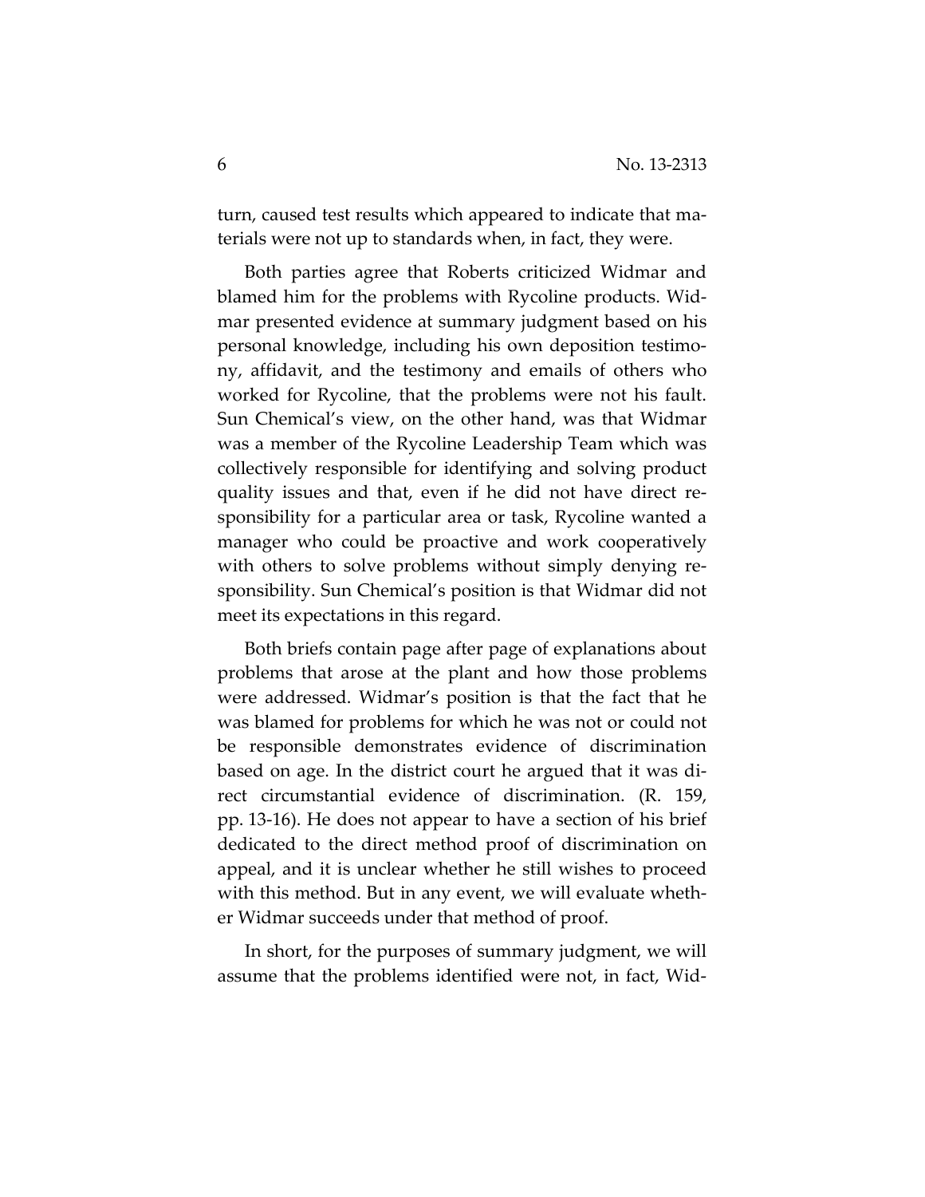turn, caused test results which appeared to indicate that materials were not up to standards when, in fact, they were.

Both parties agree that Roberts criticized Widmar and blamed him for the problems with Rycoline products. Widmar presented evidence at summary judgment based on his personal knowledge, including his own deposition testimony, affidavit, and the testimony and emails of others who worked for Rycoline, that the problems were not his fault. Sun Chemical's view, on the other hand, was that Widmar was a member of the Rycoline Leadership Team which was collectively responsible for identifying and solving product quality issues and that, even if he did not have direct responsibility for a particular area or task, Rycoline wanted a manager who could be proactive and work cooperatively with others to solve problems without simply denying responsibility. Sun Chemical's position is that Widmar did not meet its expectations in this regard.

Both briefs contain page after page of explanations about problems that arose at the plant and how those problems were addressed. Widmar's position is that the fact that he was blamed for problems for which he was not or could not be responsible demonstrates evidence of discrimination based on age. In the district court he argued that it was direct circumstantial evidence of discrimination. (R. 159, pp. 13-16). He does not appear to have a section of his brief dedicated to the direct method proof of discrimination on appeal, and it is unclear whether he still wishes to proceed with this method. But in any event, we will evaluate whether Widmar succeeds under that method of proof.

In short, for the purposes of summary judgment, we will assume that the problems identified were not, in fact, Wid-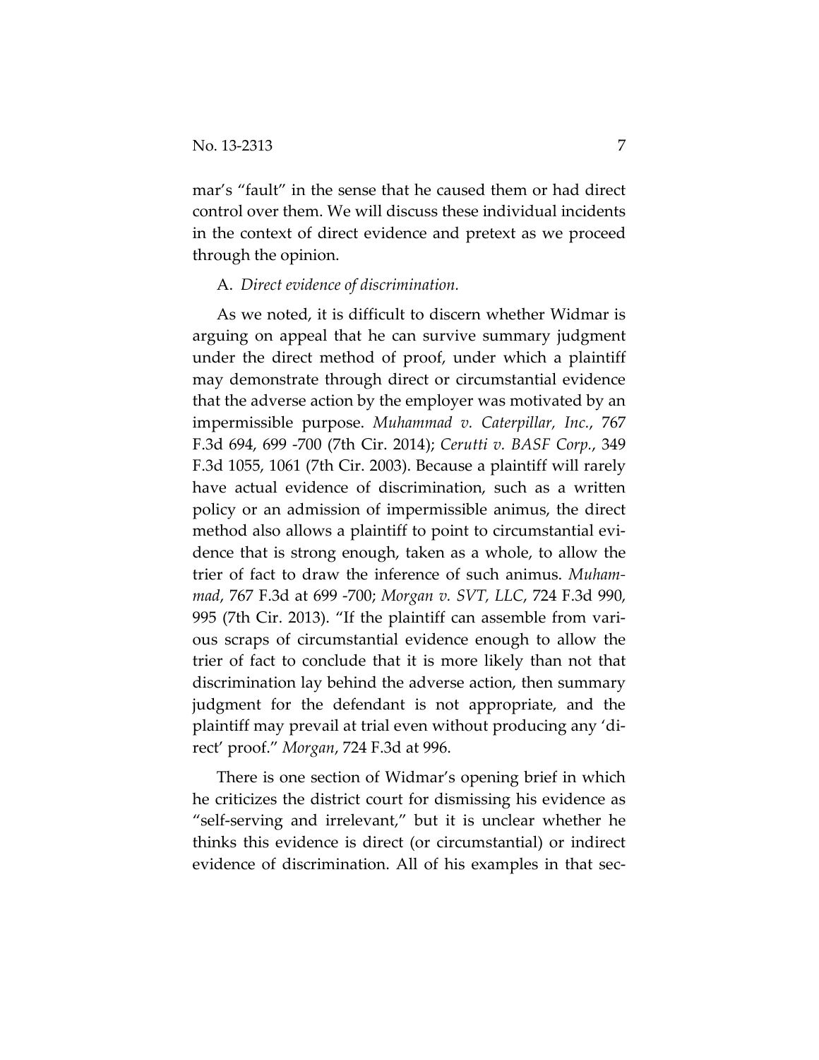mar's "fault" in the sense that he caused them or had direct control over them. We will discuss these individual incidents in the context of direct evidence and pretext as we proceed through the opinion.

A. *Direct evidence of discrimination.*

As we noted, it is difficult to discern whether Widmar is arguing on appeal that he can survive summary judgment under the direct method of proof, under which a plaintiff may demonstrate through direct or circumstantial evidence that the adverse action by the employer was motivated by an impermissible purpose. *Muhammad v. Caterpillar, Inc.*, 767 F.3d 694, 699 -700 (7th Cir. 2014); *Cerutti v. BASF Corp.*, 349 F.3d 1055, 1061 (7th Cir. 2003). Because a plaintiff will rarely have actual evidence of discrimination, such as a written policy or an admission of impermissible animus, the direct method also allows a plaintiff to point to circumstantial evidence that is strong enough, taken as a whole, to allow the trier of fact to draw the inference of such animus. *Muhammad*, 767 F.3d at 699 -700; *Morgan v. SVT, LLC*, 724 F.3d 990, 995 (7th Cir. 2013). "If the plaintiff can assemble from various scraps of circumstantial evidence enough to allow the trier of fact to conclude that it is more likely than not that discrimination lay behind the adverse action, then summary judgment for the defendant is not appropriate, and the plaintiff may prevail at trial even without producing any 'direct' proof." *Morgan*, 724 F.3d at 996.

There is one section of Widmar's opening brief in which he criticizes the district court for dismissing his evidence as "self-serving and irrelevant," but it is unclear whether he thinks this evidence is direct (or circumstantial) or indirect evidence of discrimination. All of his examples in that sec-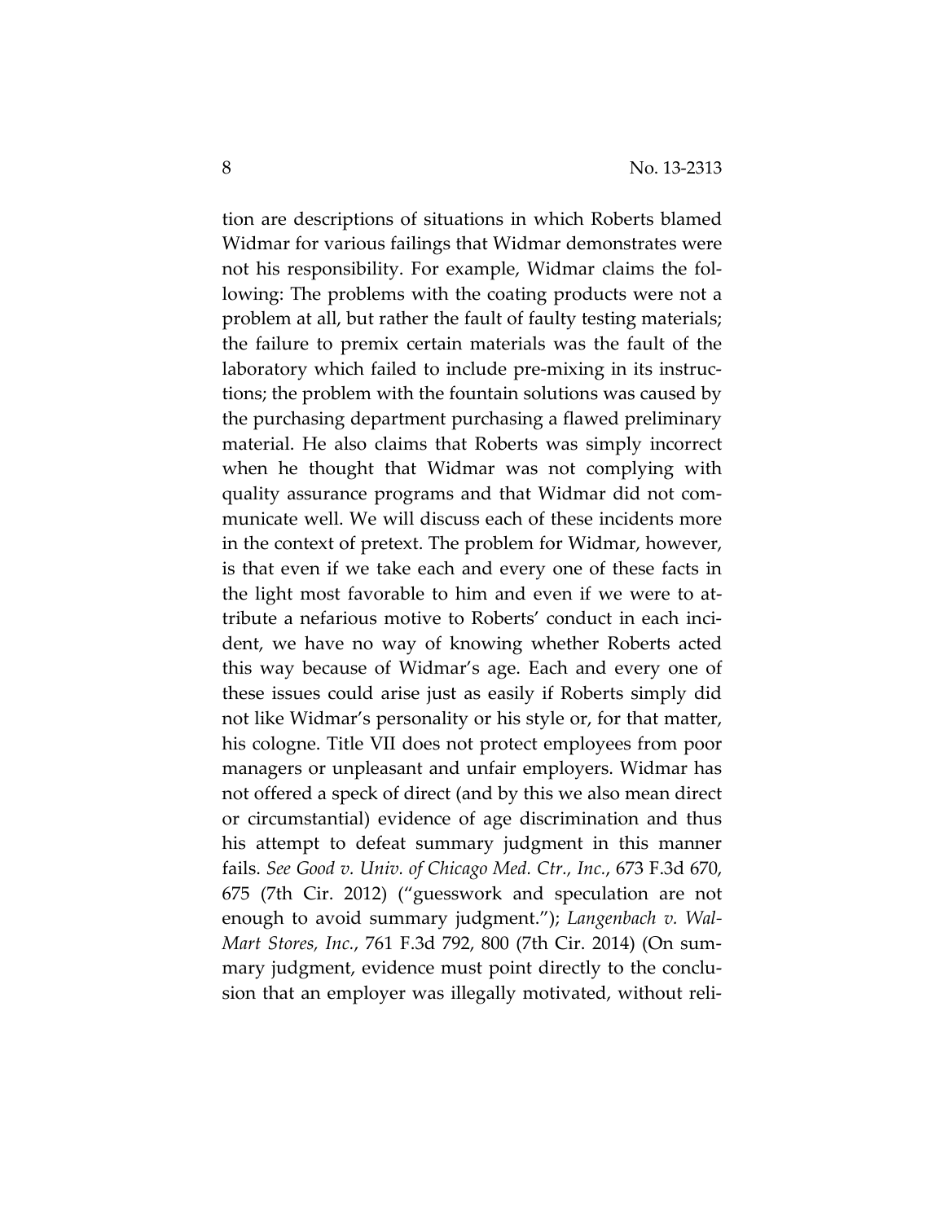tion are descriptions of situations in which Roberts blamed Widmar for various failings that Widmar demonstrates were not his responsibility. For example, Widmar claims the following: The problems with the coating products were not a problem at all, but rather the fault of faulty testing materials; the failure to premix certain materials was the fault of the laboratory which failed to include pre-mixing in its instructions; the problem with the fountain solutions was caused by the purchasing department purchasing a flawed preliminary material. He also claims that Roberts was simply incorrect when he thought that Widmar was not complying with quality assurance programs and that Widmar did not communicate well. We will discuss each of these incidents more in the context of pretext. The problem for Widmar, however, is that even if we take each and every one of these facts in the light most favorable to him and even if we were to attribute a nefarious motive to Roberts' conduct in each incident, we have no way of knowing whether Roberts acted this way because of Widmar's age. Each and every one of these issues could arise just as easily if Roberts simply did not like Widmar's personality or his style or, for that matter, his cologne. Title VII does not protect employees from poor managers or unpleasant and unfair employers. Widmar has not offered a speck of direct (and by this we also mean direct or circumstantial) evidence of age discrimination and thus his attempt to defeat summary judgment in this manner fails. *See Good v. Univ. of Chicago Med. Ctr., Inc.*, 673 F.3d 670, 675 (7th Cir. 2012) ("guesswork and speculation are not enough to avoid summary judgment."); *Langenbach v. Wal-Mart Stores, Inc.*, 761 F.3d 792, 800 (7th Cir. 2014) (On summary judgment, evidence must point directly to the conclusion that an employer was illegally motivated, without reli-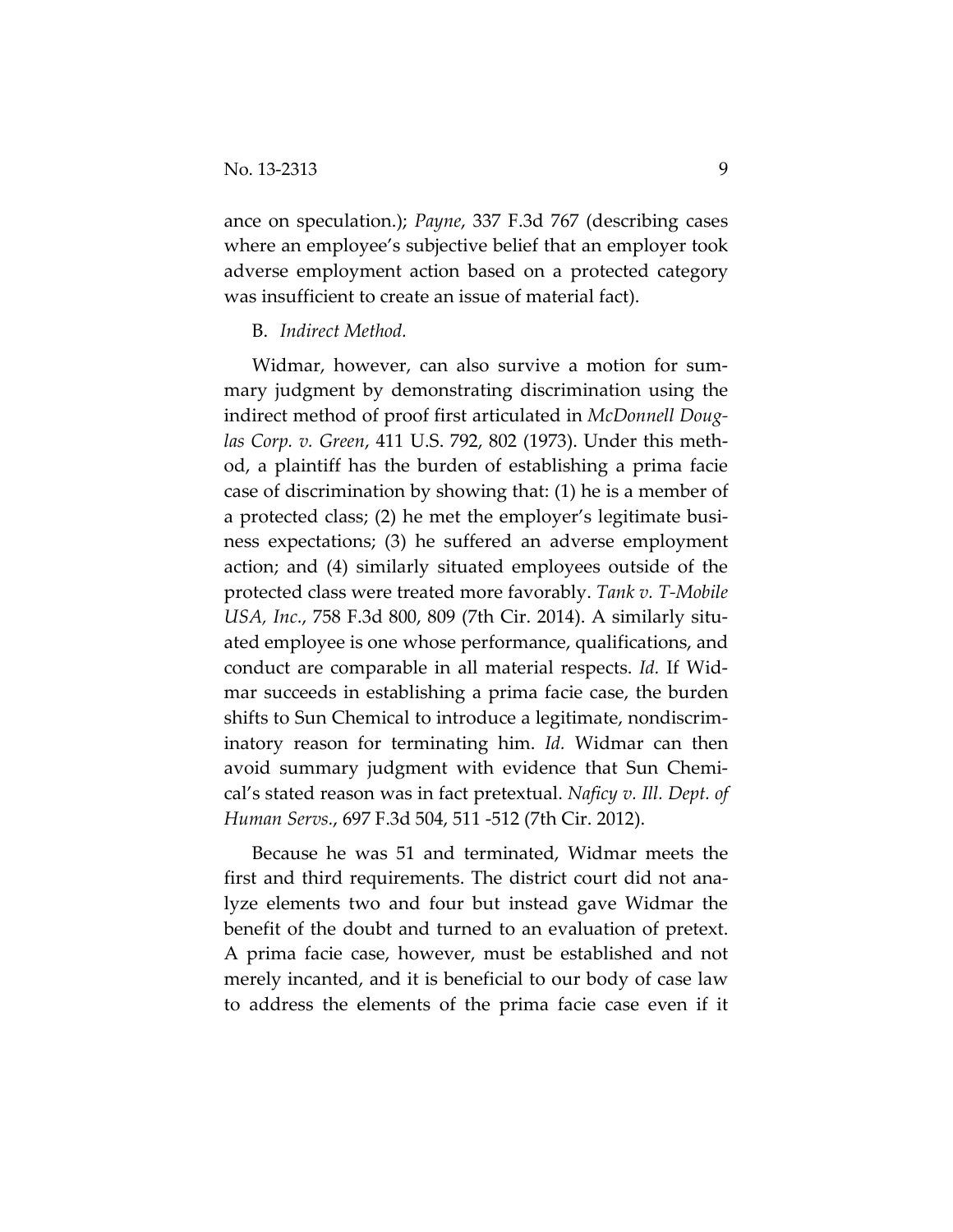ance on speculation.); *Payne*, 337 F.3d 767 (describing cases where an employee's subjective belief that an employer took adverse employment action based on a protected category was insufficient to create an issue of material fact).

B. *Indirect Method.*

Widmar, however, can also survive a motion for summary judgment by demonstrating discrimination using the indirect method of proof first articulated in *McDonnell Douglas Corp. v. Green*, 411 U.S. 792, 802 (1973). Under this method, a plaintiff has the burden of establishing a prima facie case of discrimination by showing that: (1) he is a member of a protected class; (2) he met the employer's legitimate business expectations; (3) he suffered an adverse employment action; and (4) similarly situated employees outside of the protected class were treated more favorably. *Tank v. T-Mobile USA, Inc.*, 758 F.3d 800, 809 (7th Cir. 2014). A similarly situated employee is one whose performance, qualifications, and conduct are comparable in all material respects. *Id.* If Widmar succeeds in establishing a prima facie case, the burden shifts to Sun Chemical to introduce a legitimate, nondiscriminatory reason for terminating him. *Id.* Widmar can then avoid summary judgment with evidence that Sun Chemical's stated reason was in fact pretextual. *Naficy v. Ill. Dept. of Human Servs.*, 697 F.3d 504, 511 -512 (7th Cir. 2012).

Because he was 51 and terminated, Widmar meets the first and third requirements. The district court did not analyze elements two and four but instead gave Widmar the benefit of the doubt and turned to an evaluation of pretext. A prima facie case, however, must be established and not merely incanted, and it is beneficial to our body of case law to address the elements of the prima facie case even if it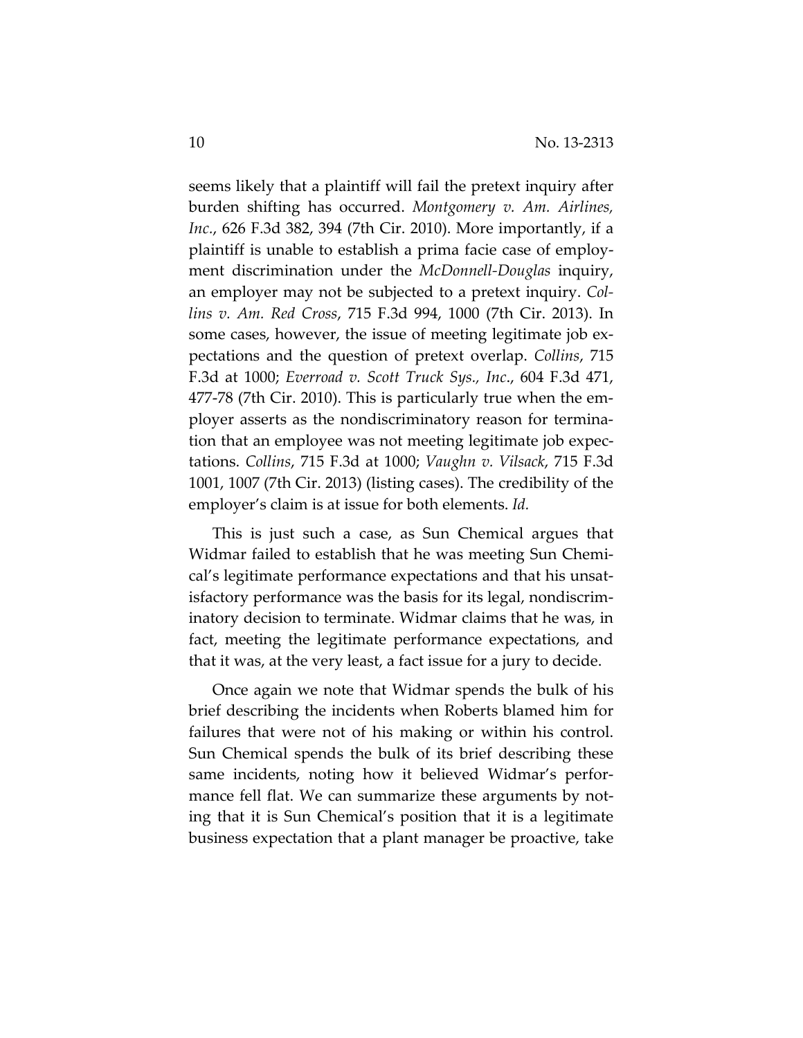seems likely that a plaintiff will fail the pretext inquiry after burden shifting has occurred. *Montgomery v. Am. Airlines, Inc.*, 626 F.3d 382, 394 (7th Cir. 2010). More importantly, if a plaintiff is unable to establish a prima facie case of employment discrimination under the *McDonnell-Douglas* inquiry, an employer may not be subjected to a pretext inquiry. *Collins v. Am. Red Cross*, 715 F.3d 994, 1000 (7th Cir. 2013). In some cases, however, the issue of meeting legitimate job expectations and the question of pretext overlap. *Collins*, 715 F.3d at 1000; *Everroad v. Scott Truck Sys., Inc.*, 604 F.3d 471, 477-78 (7th Cir. 2010). This is particularly true when the employer asserts as the nondiscriminatory reason for termination that an employee was not meeting legitimate job expectations. *Collins*, 715 F.3d at 1000; *Vaughn v. Vilsack*, 715 F.3d 1001, 1007 (7th Cir. 2013) (listing cases). The credibility of the employer's claim is at issue for both elements. *Id.*

This is just such a case, as Sun Chemical argues that Widmar failed to establish that he was meeting Sun Chemical's legitimate performance expectations and that his unsatisfactory performance was the basis for its legal, nondiscriminatory decision to terminate. Widmar claims that he was, in fact, meeting the legitimate performance expectations, and that it was, at the very least, a fact issue for a jury to decide.

Once again we note that Widmar spends the bulk of his brief describing the incidents when Roberts blamed him for failures that were not of his making or within his control. Sun Chemical spends the bulk of its brief describing these same incidents, noting how it believed Widmar's performance fell flat. We can summarize these arguments by noting that it is Sun Chemical's position that it is a legitimate business expectation that a plant manager be proactive, take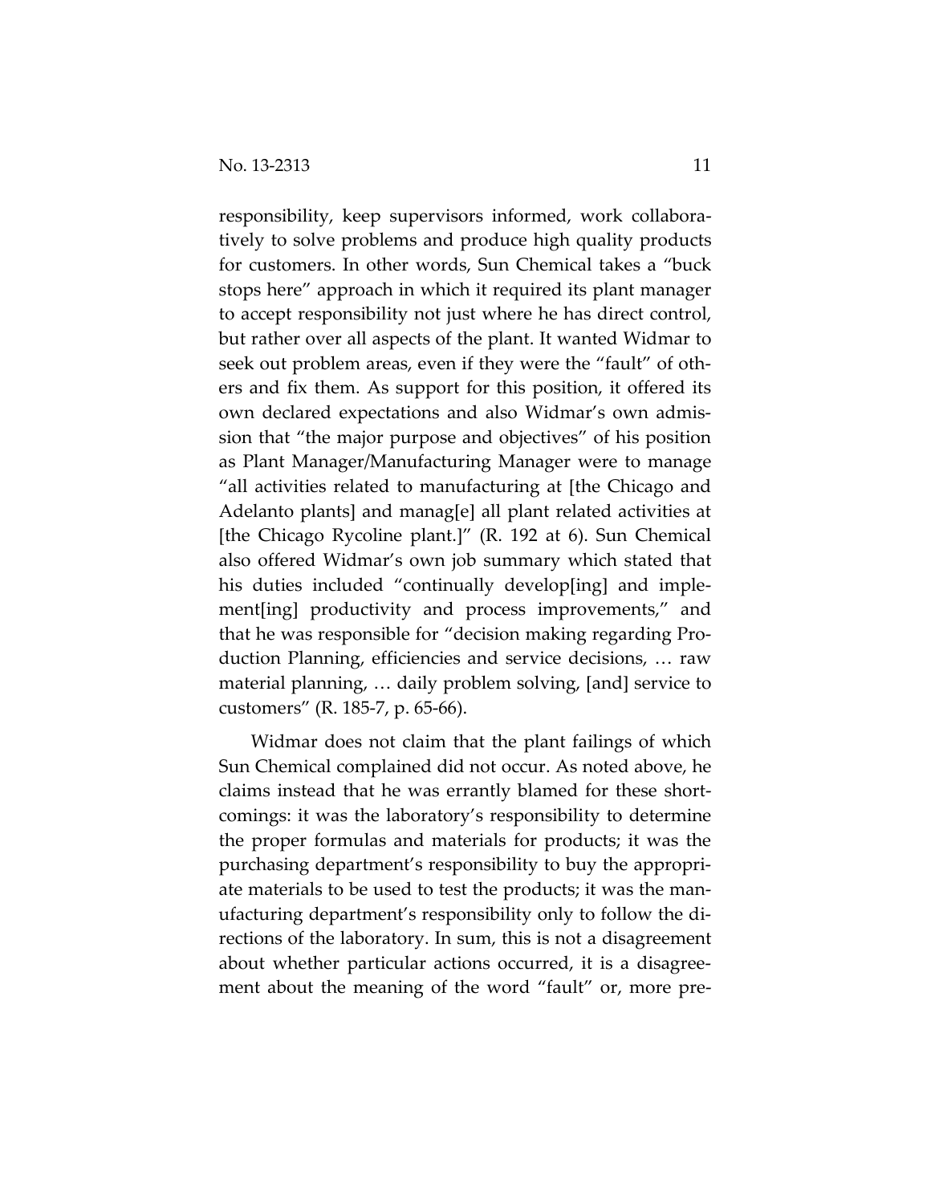responsibility, keep supervisors informed, work collaboratively to solve problems and produce high quality products for customers. In other words, Sun Chemical takes a "buck stops here" approach in which it required its plant manager to accept responsibility not just where he has direct control, but rather over all aspects of the plant. It wanted Widmar to seek out problem areas, even if they were the "fault" of others and fix them. As support for this position, it offered its own declared expectations and also Widmar's own admission that "the major purpose and objectives" of his position as Plant Manager/Manufacturing Manager were to manage "all activities related to manufacturing at [the Chicago and Adelanto plants] and manag[e] all plant related activities at [the Chicago Rycoline plant.]" (R. 192 at 6). Sun Chemical also offered Widmar's own job summary which stated that his duties included "continually develop[ing] and implement[ing] productivity and process improvements," and that he was responsible for "decision making regarding Production Planning, efficiencies and service decisions, … raw material planning, … daily problem solving, [and] service to customers" (R. 185-7, p. 65-66).

Widmar does not claim that the plant failings of which Sun Chemical complained did not occur. As noted above, he claims instead that he was errantly blamed for these shortcomings: it was the laboratory's responsibility to determine the proper formulas and materials for products; it was the purchasing department's responsibility to buy the appropriate materials to be used to test the products; it was the manufacturing department's responsibility only to follow the directions of the laboratory. In sum, this is not a disagreement about whether particular actions occurred, it is a disagreement about the meaning of the word "fault" or, more pre-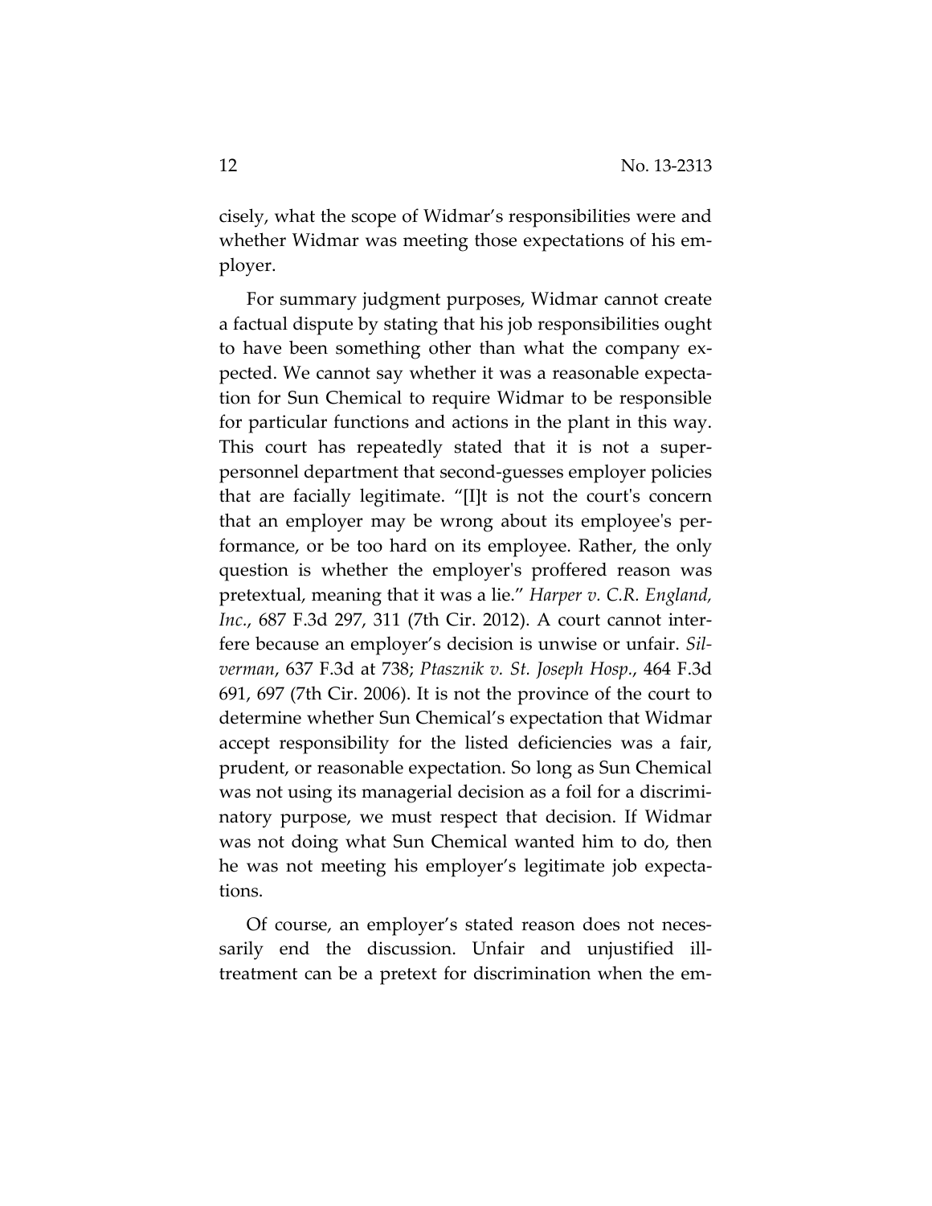cisely, what the scope of Widmar's responsibilities were and whether Widmar was meeting those expectations of his employer.

For summary judgment purposes, Widmar cannot create a factual dispute by stating that his job responsibilities ought to have been something other than what the company expected. We cannot say whether it was a reasonable expectation for Sun Chemical to require Widmar to be responsible for particular functions and actions in the plant in this way. This court has repeatedly stated that it is not a super-personnel department that second-guesses employer policies that are facially legitimate. "[I]t is not the court's concern that an employer may be wrong about its employee's performance, or be too hard on its employee. Rather, the only question is whether the employer's proffered reason was pretextual, meaning that it was a lie." *Harper v. C.R. England, Inc.*, 687 F.3d 297, 311 (7th Cir. 2012). A court cannot interfere because an employer's decision is unwise or unfair. *Silverman*, 637 F.3d at 738; *Ptasznik v. St. Joseph Hosp.*, 464 F.3d 691, 697 (7th Cir. 2006). It is not the province of the court to determine whether Sun Chemical's expectation that Widmar accept responsibility for the listed deficiencies was a fair, prudent, or reasonable expectation. So long as Sun Chemical was not using its managerial decision as a foil for a discriminatory purpose, we must respect that decision. If Widmar was not doing what Sun Chemical wanted him to do, then he was not meeting his employer's legitimate job expectations.

Of course, an employer's stated reason does not necessarily end the discussion. Unfair and unjustified ill-treatment can be a pretext for discrimination when the em-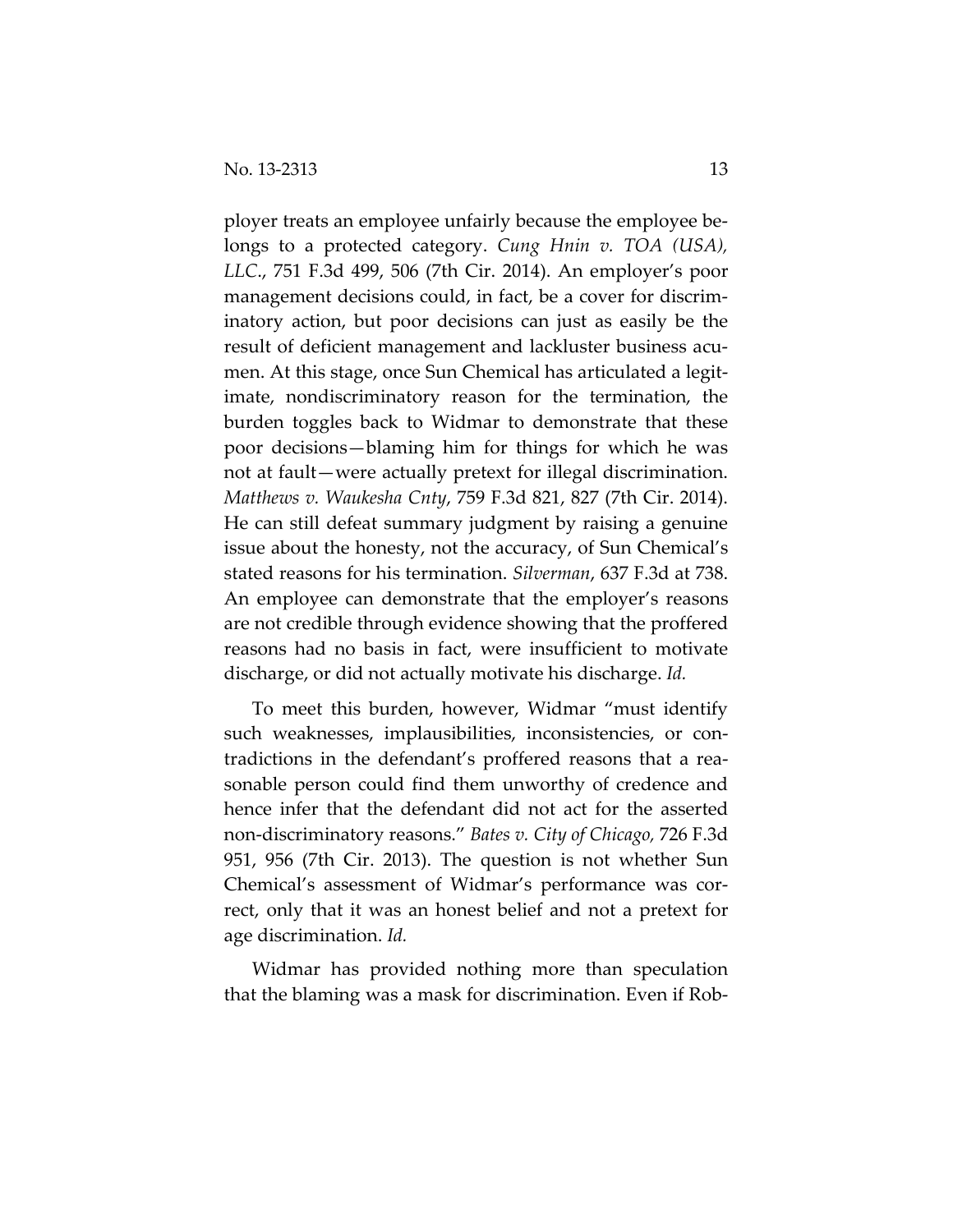ployer treats an employee unfairly because the employee belongs to a protected category. *Cung Hnin v. TOA (USA), LLC.*, 751 F.3d 499, 506 (7th Cir. 2014). An employer's poor management decisions could, in fact, be a cover for discriminatory action, but poor decisions can just as easily be the result of deficient management and lackluster business acumen. At this stage, once Sun Chemical has articulated a legitimate, nondiscriminatory reason for the termination, the burden toggles back to Widmar to demonstrate that these poor decisions—blaming him for things for which he was not at fault—were actually pretext for illegal discrimination. *Matthews v. Waukesha Cnty*, 759 F.3d 821, 827 (7th Cir. 2014). He can still defeat summary judgment by raising a genuine issue about the honesty, not the accuracy, of Sun Chemical's stated reasons for his termination. *Silverman*, 637 F.3d at 738. An employee can demonstrate that the employer's reasons are not credible through evidence showing that the proffered reasons had no basis in fact, were insufficient to motivate discharge, or did not actually motivate his discharge. *Id.*

To meet this burden, however, Widmar "must identify such weaknesses, implausibilities, inconsistencies, or contradictions in the defendant's proffered reasons that a reasonable person could find them unworthy of credence and hence infer that the defendant did not act for the asserted non-discriminatory reasons." *Bates v. City of Chicago,* 726 F.3d 951, 956 (7th Cir. 2013). The question is not whether Sun Chemical's assessment of Widmar's performance was correct, only that it was an honest belief and not a pretext for age discrimination. *Id.*

Widmar has provided nothing more than speculation that the blaming was a mask for discrimination. Even if Rob-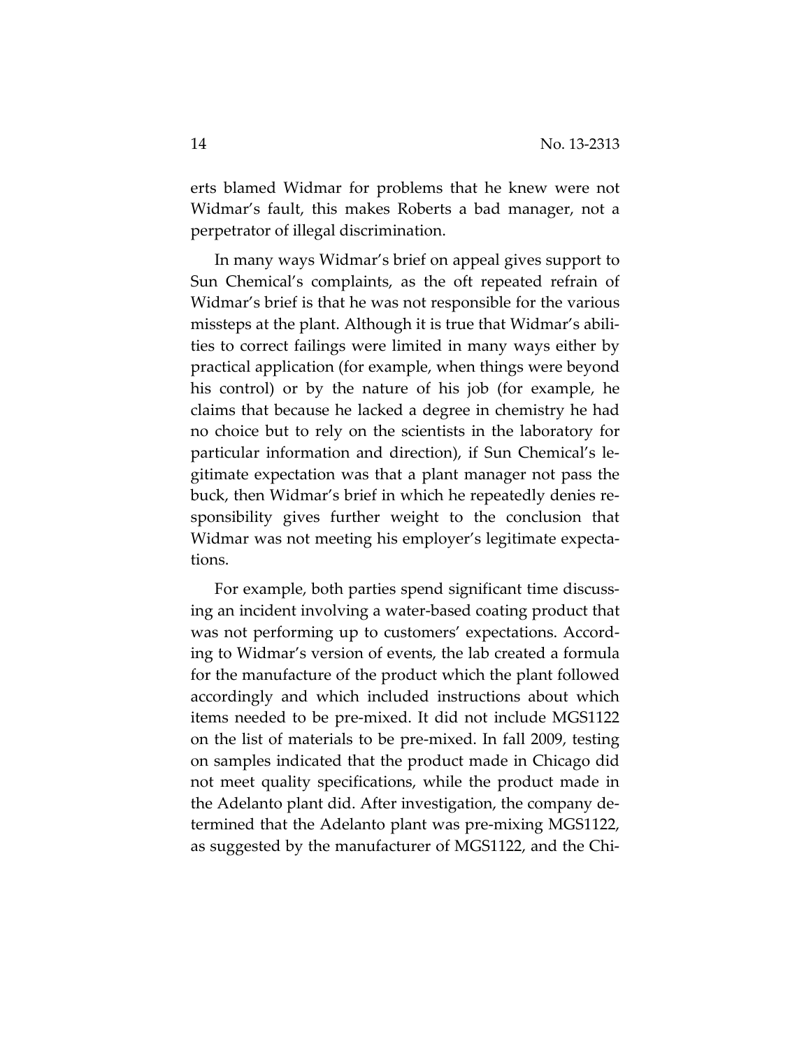erts blamed Widmar for problems that he knew were not Widmar's fault, this makes Roberts a bad manager, not a perpetrator of illegal discrimination.

In many ways Widmar's brief on appeal gives support to Sun Chemical's complaints, as the oft repeated refrain of Widmar's brief is that he was not responsible for the various missteps at the plant. Although it is true that Widmar's abilities to correct failings were limited in many ways either by practical application (for example, when things were beyond his control) or by the nature of his job (for example, he claims that because he lacked a degree in chemistry he had no choice but to rely on the scientists in the laboratory for particular information and direction), if Sun Chemical's legitimate expectation was that a plant manager not pass the buck, then Widmar's brief in which he repeatedly denies responsibility gives further weight to the conclusion that Widmar was not meeting his employer's legitimate expectations.

For example, both parties spend significant time discussing an incident involving a water-based coating product that was not performing up to customers' expectations. According to Widmar's version of events, the lab created a formula for the manufacture of the product which the plant followed accordingly and which included instructions about which items needed to be pre-mixed. It did not include MGS1122 on the list of materials to be pre-mixed. In fall 2009, testing on samples indicated that the product made in Chicago did not meet quality specifications, while the product made in the Adelanto plant did. After investigation, the company determined that the Adelanto plant was pre-mixing MGS1122, as suggested by the manufacturer of MGS1122, and the Chi-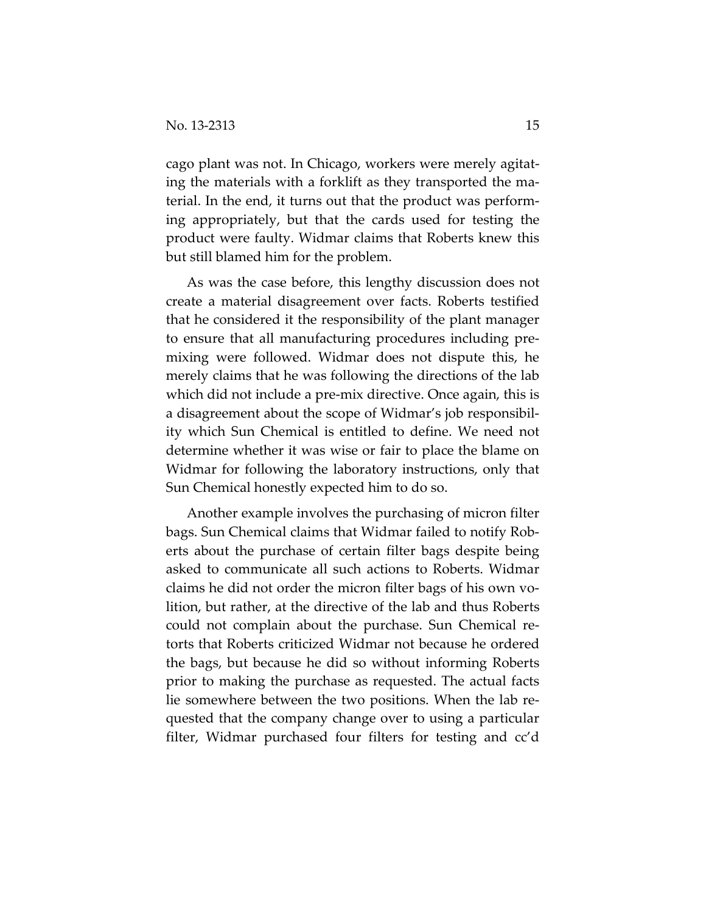cago plant was not. In Chicago, workers were merely agitating the materials with a forklift as they transported the material. In the end, it turns out that the product was performing appropriately, but that the cards used for testing the product were faulty. Widmar claims that Roberts knew this but still blamed him for the problem.

As was the case before, this lengthy discussion does not create a material disagreement over facts. Roberts testified that he considered it the responsibility of the plant manager to ensure that all manufacturing procedures including pre-mixing were followed. Widmar does not dispute this, he merely claims that he was following the directions of the lab which did not include a pre-mix directive. Once again, this is a disagreement about the scope of Widmar's job responsibility which Sun Chemical is entitled to define. We need not determine whether it was wise or fair to place the blame on Widmar for following the laboratory instructions, only that Sun Chemical honestly expected him to do so.

Another example involves the purchasing of micron filter bags. Sun Chemical claims that Widmar failed to notify Roberts about the purchase of certain filter bags despite being asked to communicate all such actions to Roberts. Widmar claims he did not order the micron filter bags of his own volition, but rather, at the directive of the lab and thus Roberts could not complain about the purchase. Sun Chemical retorts that Roberts criticized Widmar not because he ordered the bags, but because he did so without informing Roberts prior to making the purchase as requested. The actual facts lie somewhere between the two positions. When the lab requested that the company change over to using a particular filter, Widmar purchased four filters for testing and cc'd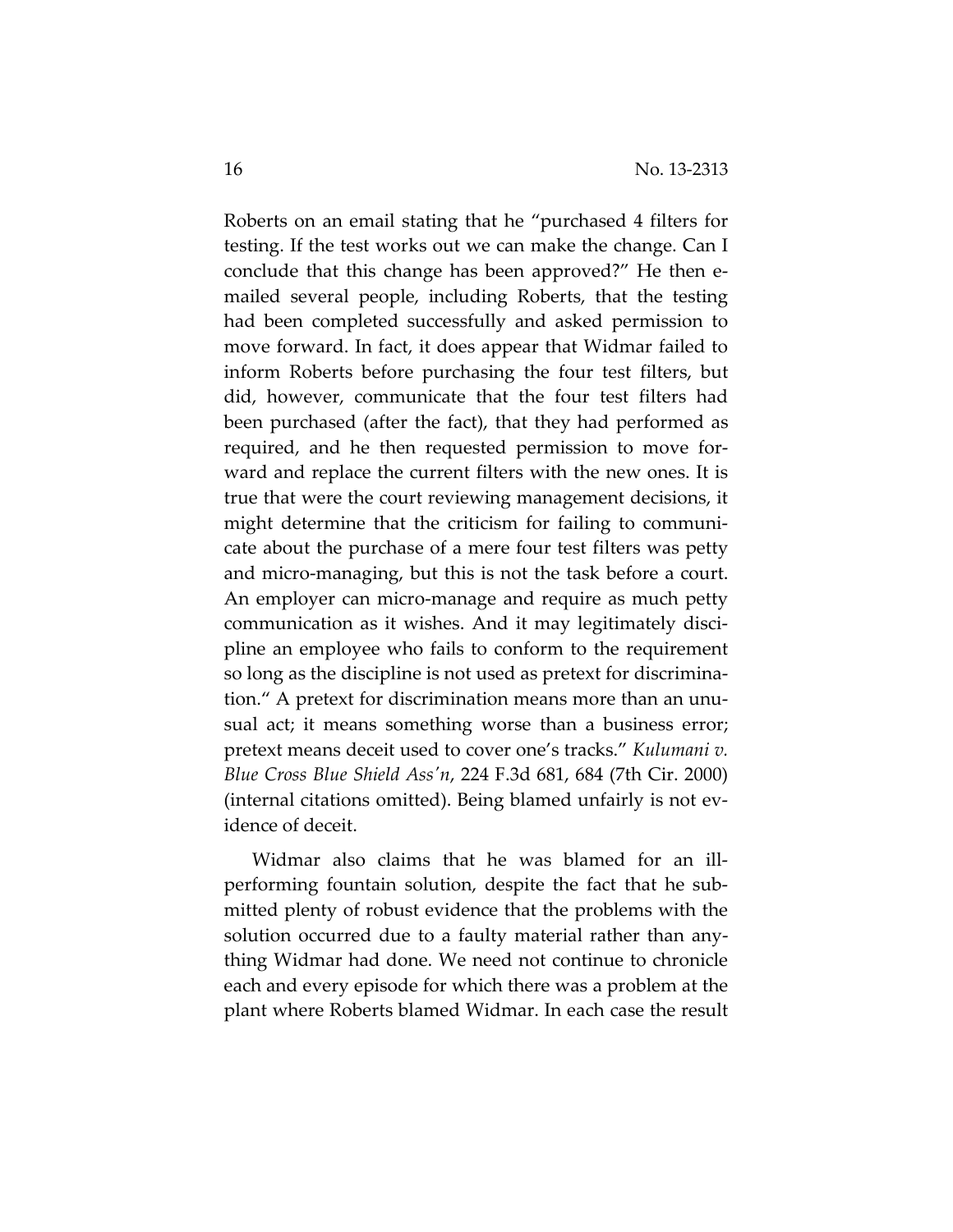Roberts on an email stating that he "purchased 4 filters for testing. If the test works out we can make the change. Can I conclude that this change has been approved?" He then e-mailed several people, including Roberts, that the testing had been completed successfully and asked permission to move forward. In fact, it does appear that Widmar failed to inform Roberts before purchasing the four test filters, but did, however, communicate that the four test filters had been purchased (after the fact), that they had performed as required, and he then requested permission to move forward and replace the current filters with the new ones. It is true that were the court reviewing management decisions, it might determine that the criticism for failing to communicate about the purchase of a mere four test filters was petty and micro-managing, but this is not the task before a court. An employer can micro-manage and require as much petty communication as it wishes. And it may legitimately discipline an employee who fails to conform to the requirement so long as the discipline is not used as pretext for discrimination." A pretext for discrimination means more than an unusual act; it means something worse than a business error; pretext means deceit used to cover one's tracks." *Kulumani v. Blue Cross Blue Shield Ass'n*, 224 F.3d 681, 684 (7th Cir. 2000) (internal citations omitted). Being blamed unfairly is not evidence of deceit.

Widmar also claims that he was blamed for an ill-performing fountain solution, despite the fact that he submitted plenty of robust evidence that the problems with the solution occurred due to a faulty material rather than anything Widmar had done. We need not continue to chronicle each and every episode for which there was a problem at the plant where Roberts blamed Widmar. In each case the result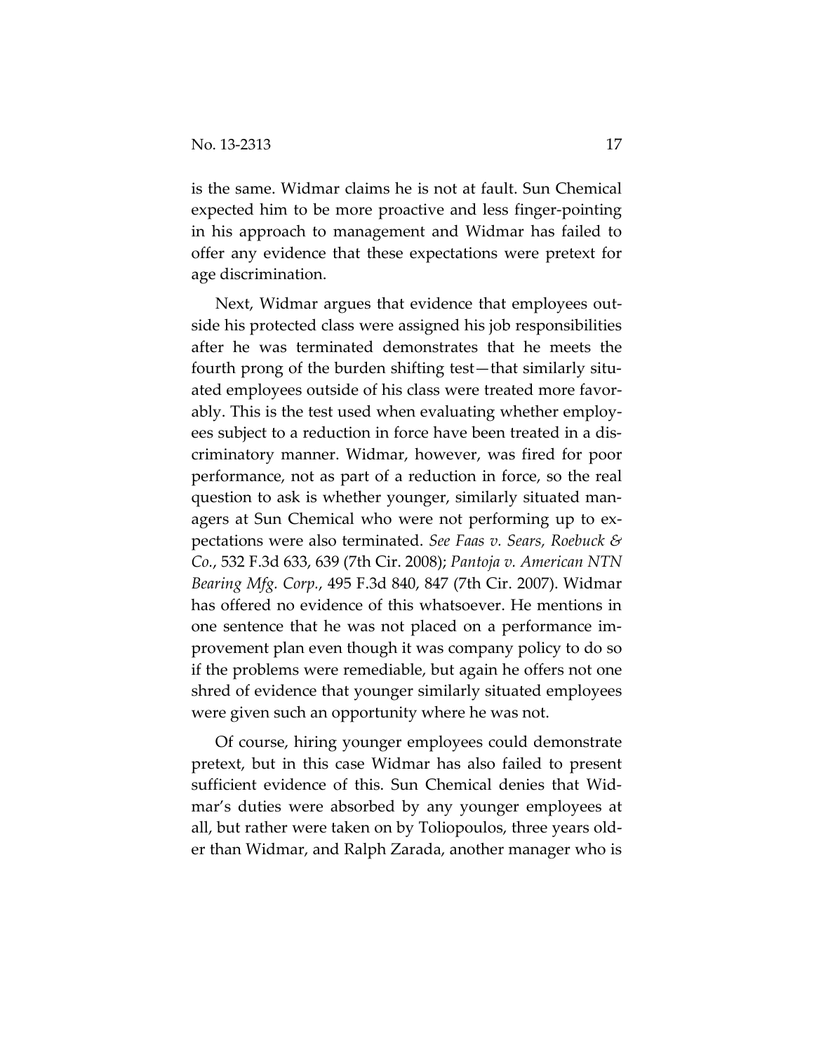is the same. Widmar claims he is not at fault. Sun Chemical expected him to be more proactive and less finger-pointing in his approach to management and Widmar has failed to offer any evidence that these expectations were pretext for age discrimination.

Next, Widmar argues that evidence that employees outside his protected class were assigned his job responsibilities after he was terminated demonstrates that he meets the fourth prong of the burden shifting test—that similarly situated employees outside of his class were treated more favorably. This is the test used when evaluating whether employees subject to a reduction in force have been treated in a discriminatory manner. Widmar, however, was fired for poor performance, not as part of a reduction in force, so the real question to ask is whether younger, similarly situated managers at Sun Chemical who were not performing up to expectations were also terminated. *See Faas v. Sears, Roebuck & Co.*, 532 F.3d 633, 639 (7th Cir. 2008); *Pantoja v. American NTN Bearing Mfg. Corp.*, 495 F.3d 840, 847 (7th Cir. 2007). Widmar has offered no evidence of this whatsoever. He mentions in one sentence that he was not placed on a performance improvement plan even though it was company policy to do so if the problems were remediable, but again he offers not one shred of evidence that younger similarly situated employees were given such an opportunity where he was not.

Of course, hiring younger employees could demonstrate pretext, but in this case Widmar has also failed to present sufficient evidence of this. Sun Chemical denies that Widmar's duties were absorbed by any younger employees at all, but rather were taken on by Toliopoulos, three years older than Widmar, and Ralph Zarada, another manager who is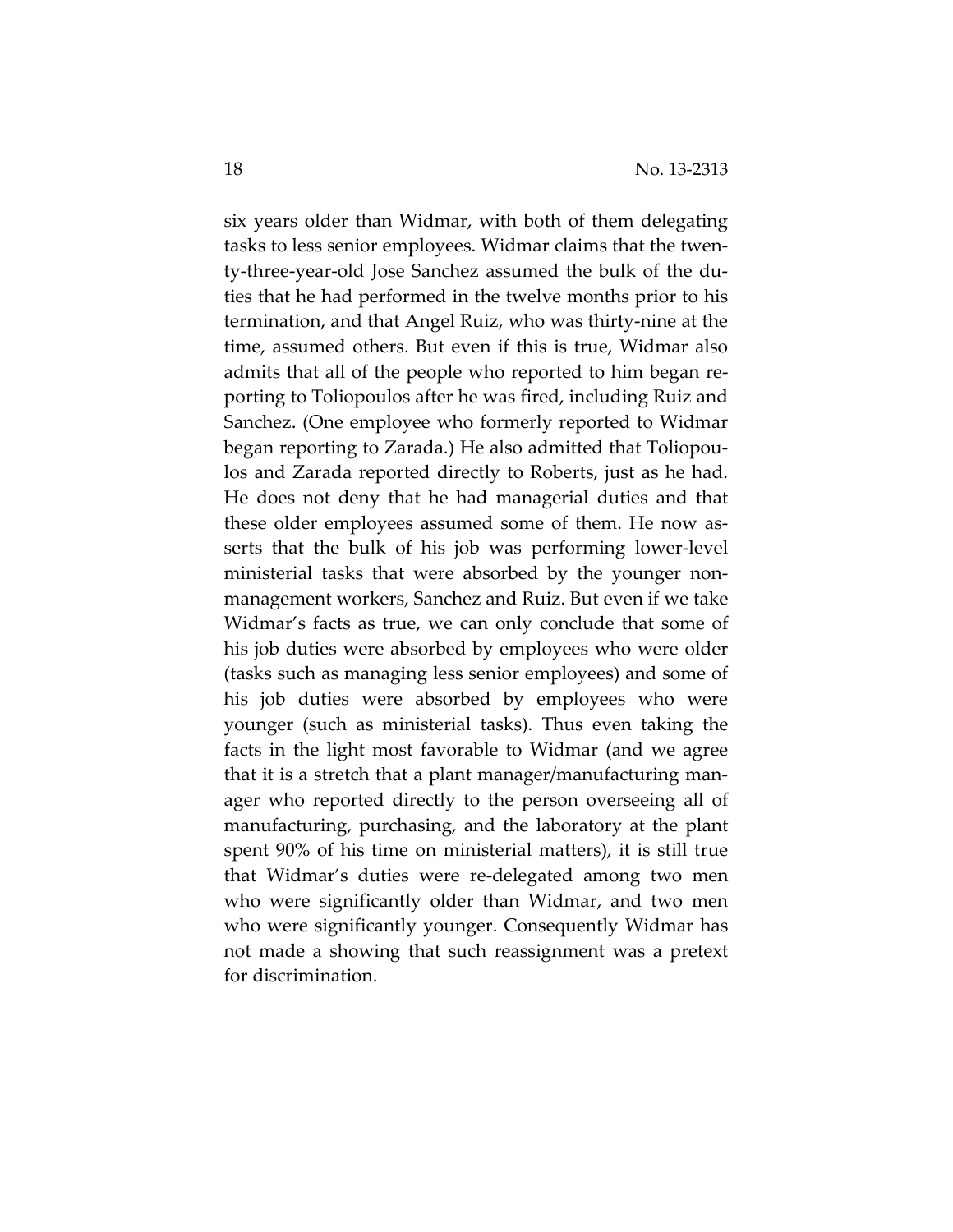six years older than Widmar, with both of them delegating tasks to less senior employees. Widmar claims that the twenty-three-year-old Jose Sanchez assumed the bulk of the duties that he had performed in the twelve months prior to his termination, and that Angel Ruiz, who was thirty-nine at the time, assumed others. But even if this is true, Widmar also admits that all of the people who reported to him began reporting to Toliopoulos after he was fired, including Ruiz and Sanchez. (One employee who formerly reported to Widmar began reporting to Zarada.) He also admitted that Toliopoulos and Zarada reported directly to Roberts, just as he had. He does not deny that he had managerial duties and that these older employees assumed some of them. He now asserts that the bulk of his job was performing lower-level ministerial tasks that were absorbed by the younger non-management workers, Sanchez and Ruiz. But even if we take Widmar's facts as true, we can only conclude that some of his job duties were absorbed by employees who were older (tasks such as managing less senior employees) and some of his job duties were absorbed by employees who were younger (such as ministerial tasks). Thus even taking the facts in the light most favorable to Widmar (and we agree that it is a stretch that a plant manager/manufacturing manager who reported directly to the person overseeing all of manufacturing, purchasing, and the laboratory at the plant spent 90% of his time on ministerial matters), it is still true that Widmar's duties were re-delegated among two men who were significantly older than Widmar, and two men who were significantly younger. Consequently Widmar has not made a showing that such reassignment was a pretext for discrimination.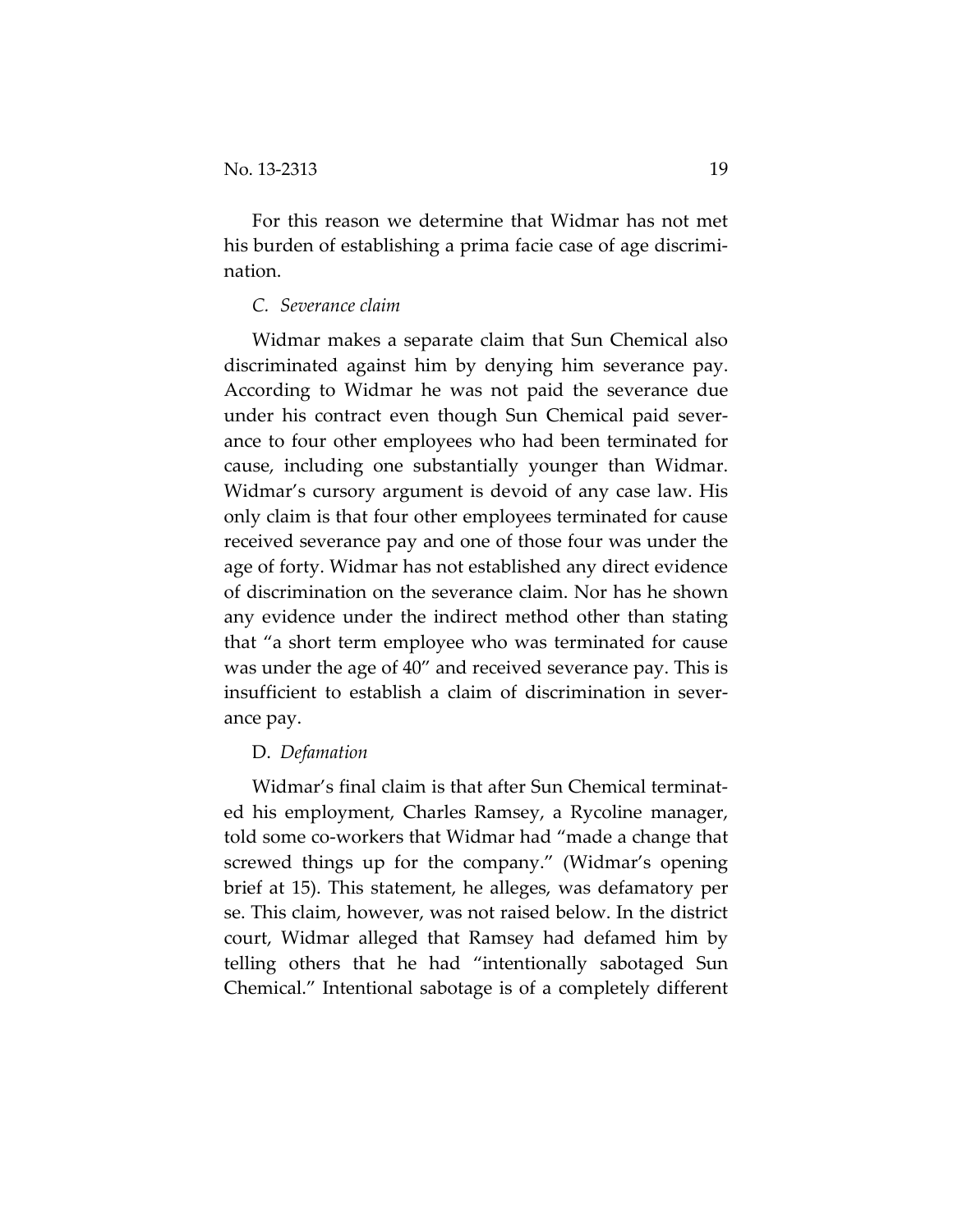For this reason we determine that Widmar has not met his burden of establishing a prima facie case of age discrimination.

### *C. Severance claim*

Widmar makes a separate claim that Sun Chemical also discriminated against him by denying him severance pay. According to Widmar he was not paid the severance due under his contract even though Sun Chemical paid severance to four other employees who had been terminated for cause, including one substantially younger than Widmar. Widmar's cursory argument is devoid of any case law. His only claim is that four other employees terminated for cause received severance pay and one of those four was under the age of forty. Widmar has not established any direct evidence of discrimination on the severance claim. Nor has he shown any evidence under the indirect method other than stating that "a short term employee who was terminated for cause was under the age of 40" and received severance pay. This is insufficient to establish a claim of discrimination in severance pay.

### D. *Defamation*

Widmar's final claim is that after Sun Chemical terminated his employment, Charles Ramsey, a Rycoline manager, told some co-workers that Widmar had "made a change that screwed things up for the company." (Widmar's opening brief at 15). This statement, he alleges, was defamatory per se. This claim, however, was not raised below. In the district court, Widmar alleged that Ramsey had defamed him by telling others that he had "intentionally sabotaged Sun Chemical." Intentional sabotage is of a completely different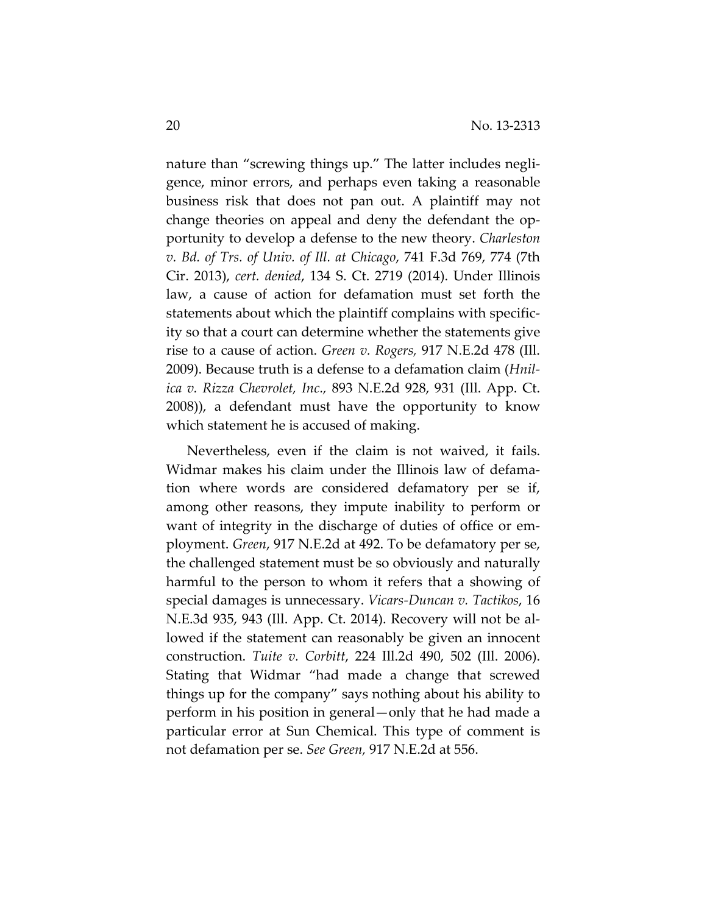nature than "screwing things up." The latter includes negligence, minor errors, and perhaps even taking a reasonable business risk that does not pan out. A plaintiff may not change theories on appeal and deny the defendant the opportunity to develop a defense to the new theory. *Charleston v. Bd. of Trs. of Univ. of Ill. at Chicago*, 741 F.3d 769, 774 (7th Cir. 2013), *cert. denied*, 134 S. Ct. 2719 (2014). Under Illinois law, a cause of action for defamation must set forth the statements about which the plaintiff complains with specificity so that a court can determine whether the statements give rise to a cause of action. *Green v. Rogers,* 917 N.E.2d 478 (Ill. 2009). Because truth is a defense to a defamation claim (*Hnilica v. Rizza Chevrolet, Inc.,* 893 N.E.2d 928, 931 (Ill. App. Ct. 2008)), a defendant must have the opportunity to know which statement he is accused of making.

Nevertheless, even if the claim is not waived, it fails. Widmar makes his claim under the Illinois law of defamation where words are considered defamatory per se if, among other reasons, they impute inability to perform or want of integrity in the discharge of duties of office or employment. *Green*, 917 N.E.2d at 492. To be defamatory per se, the challenged statement must be so obviously and naturally harmful to the person to whom it refers that a showing of special damages is unnecessary. *Vicars-Duncan v. Tactikos*, 16 N.E.3d 935, 943 (Ill. App. Ct. 2014). Recovery will not be allowed if the statement can reasonably be given an innocent construction. *Tuite v. Corbitt*, 224 Ill.2d 490, 502 (Ill. 2006). Stating that Widmar "had made a change that screwed things up for the company" says nothing about his ability to perform in his position in general—only that he had made a particular error at Sun Chemical. This type of comment is not defamation per se. *See Green,* 917 N.E.2d at 556.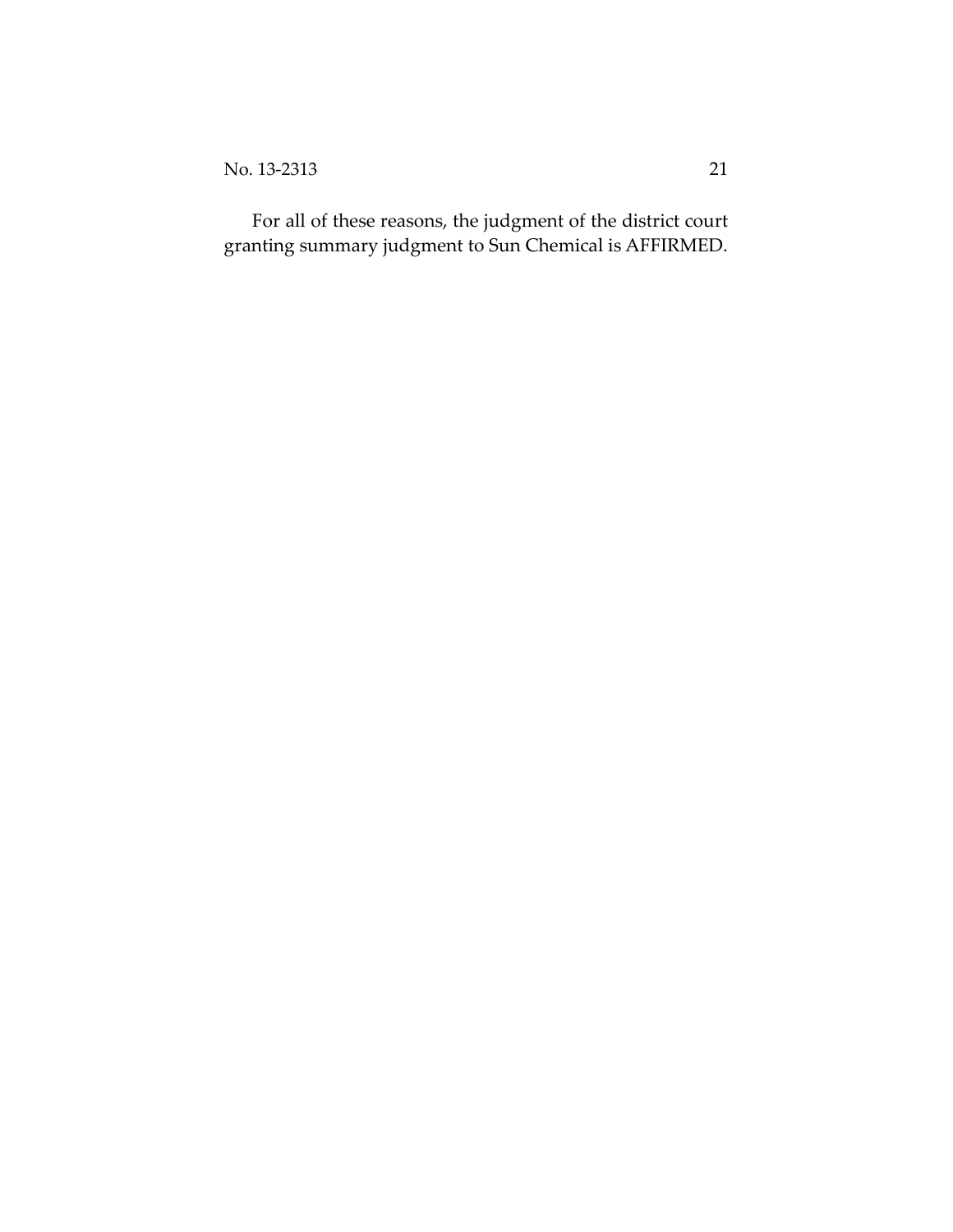For all of these reasons, the judgment of the district court granting summary judgment to Sun Chemical is AFFIRMED.